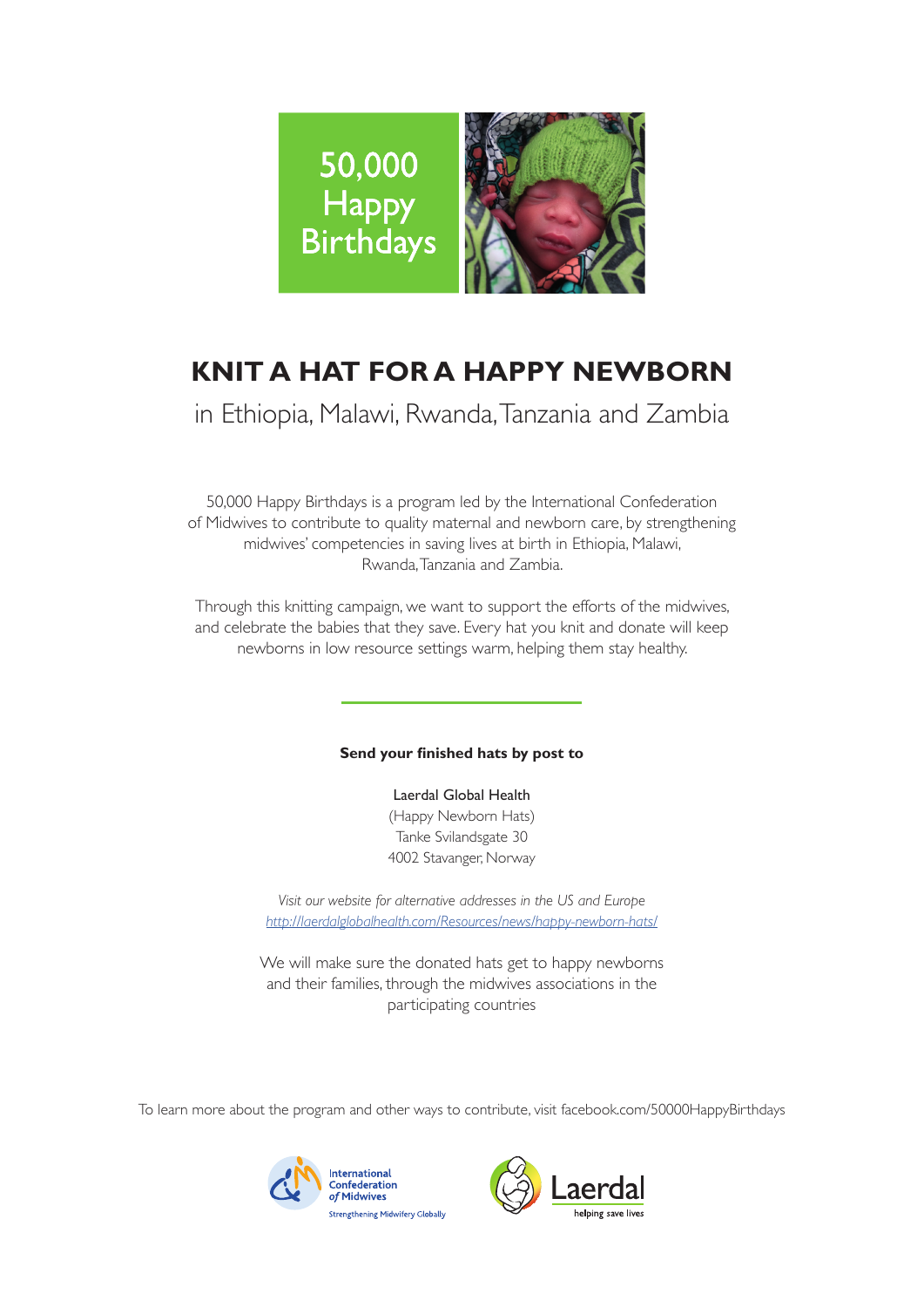50,000 Happy Birthdays

# KNIT A HAT FOR A HAPPY NEWBORN

## in Ethiopia, Malawi, Rwanda, Tanzania and Zambia

50,000 Happy Birthdays is a program led by the International Confederation of Midwives to contribute to quality maternal and newborn care, by strengthening midwives' competencies in saving lives at birth in Ethiopia, Malawi, Rwanda, Tanzania and Zambia.

Through this knitting campaign, we want to support the efforts of the midwives, and celebrate the babies that they save. Every hat you knit and donate will keep newborns in low resource settings warm, helping them stay healthy.

**Send your finished hats by post to**

Laerdal Global Health
(Happy Newborn Hats)
Tanke Svilandsgate 30
4002 Stavanger, Norway

*Visit our website for alternative addresses in the US and Europe*
*http://laerdalglobalhealth.com/Resources/news/happy-newborn-hats/*

We will make sure the donated hats get to happy newborns and their families, through the midwives associations in the participating countries

To learn more about the program and other ways to contribute, visit facebook.com/50000HappyBirthdays

International Confederation of Midwives — Strengthening Midwifery Globally

Laerdal — helping save lives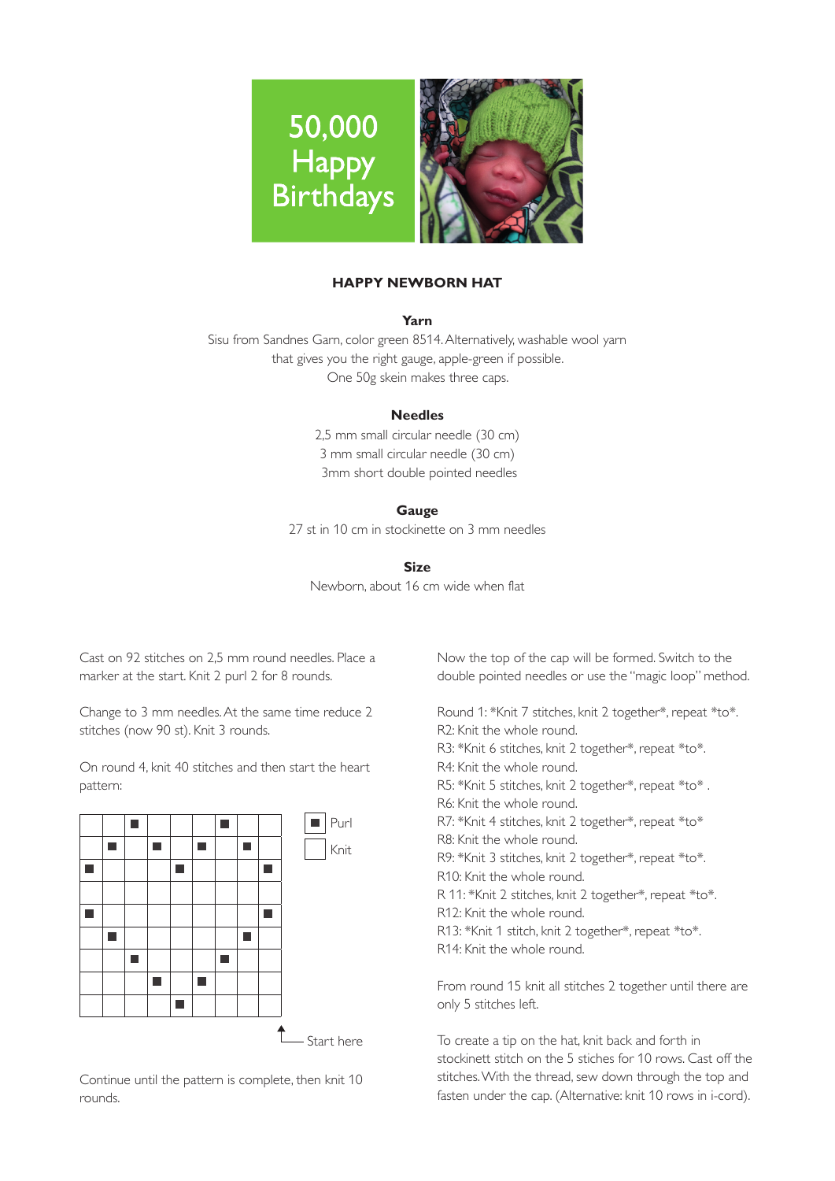# 50,000 Happy Birthdays

## HAPPY NEWBORN HAT

### Yarn

Sisu from Sandnes Garn, color green 8514. Alternatively, washable wool yarn that gives you the right gauge, apple-green if possible.
One 50g skein makes three caps.

### Needles

2,5 mm small circular needle (30 cm)
3 mm small circular needle (30 cm)
3mm short double pointed needles

### Gauge

27 st in 10 cm in stockinette on 3 mm needles

### Size

Newborn, about 16 cm wide when flat

Cast on 92 stitches on 2,5 mm round needles. Place a marker at the start. Knit 2 purl 2 for 8 rounds.

Change to 3 mm needles. At the same time reduce 2 stitches (now 90 st). Knit 3 rounds.

On round 4, knit 40 stitches and then start the heart pattern:

■ Purl
□ Knit

Start here

Continue until the pattern is complete, then knit 10 rounds.

Now the top of the cap will be formed. Switch to the double pointed needles or use the "magic loop" method.

Round 1: *Knit 7 stitches, knit 2 together*, repeat *to*.
R2: Knit the whole round.
R3: *Knit 6 stitches, knit 2 together*, repeat *to*.
R4: Knit the whole round.
R5: *Knit 5 stitches, knit 2 together*, repeat *to* .
R6: Knit the whole round.
R7: *Knit 4 stitches, knit 2 together*, repeat *to*
R8: Knit the whole round.
R9: *Knit 3 stitches, knit 2 together*, repeat *to*.
R10: Knit the whole round.
R 11: *Knit 2 stitches, knit 2 together*, repeat *to*.
R12: Knit the whole round.
R13: *Knit 1 stitch, knit 2 together*, repeat *to*.
R14: Knit the whole round.

From round 15 knit all stitches 2 together until there are only 5 stitches left.

To create a tip on the hat, knit back and forth in stockinett stitch on the 5 stiches for 10 rows. Cast off the stitches. With the thread, sew down through the top and fasten under the cap. (Alternative: knit 10 rows in i-cord).